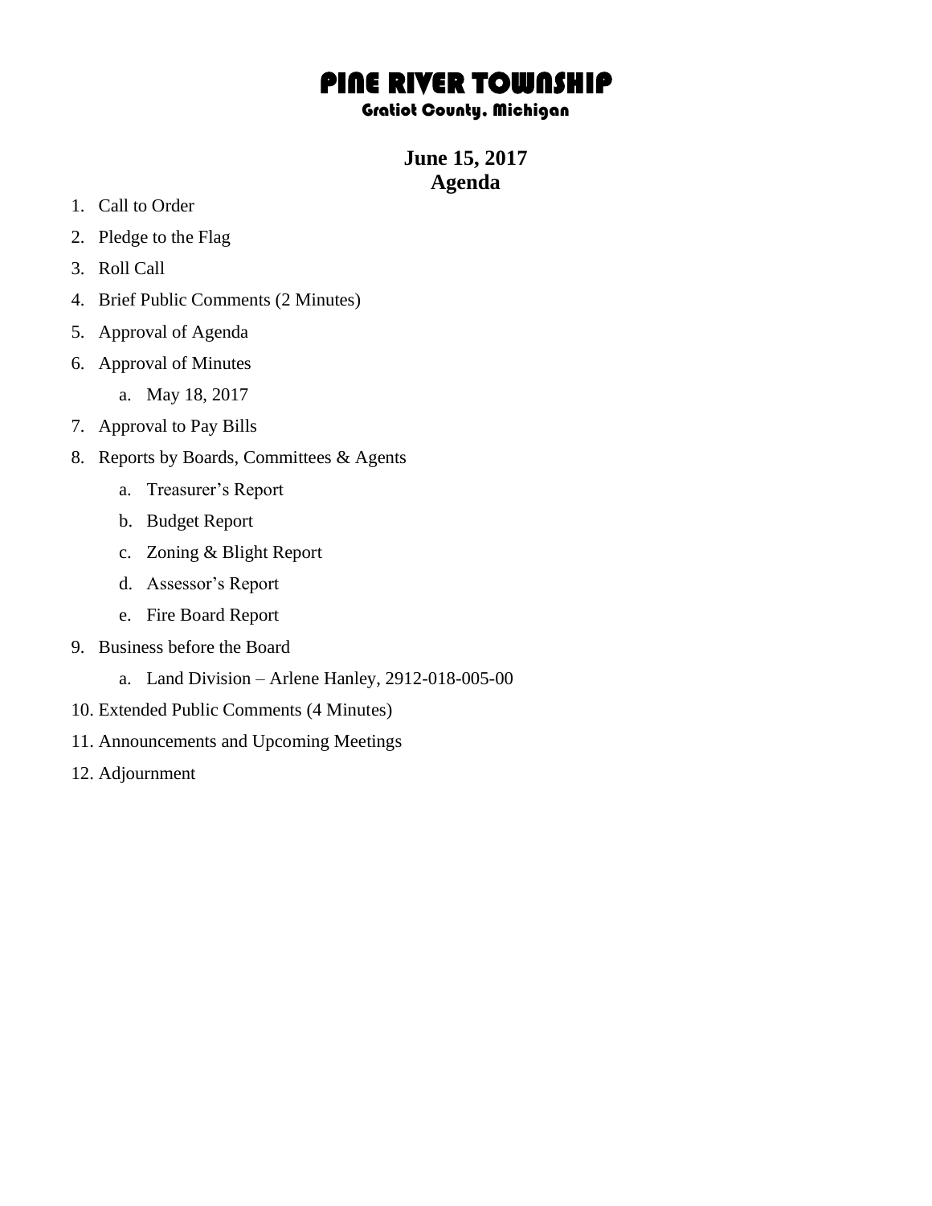# PINE RIVER TOWNSHIP

### Gratiot County, Michigan

## June 15, 2017
## Agenda

1. Call to Order
2. Pledge to the Flag
3. Roll Call
4. Brief Public Comments (2 Minutes)
5. Approval of Agenda
6. Approval of Minutes
   a. May 18, 2017
7. Approval to Pay Bills
8. Reports by Boards, Committees & Agents
   a. Treasurer's Report
   b. Budget Report
   c. Zoning & Blight Report
   d. Assessor's Report
   e. Fire Board Report
9. Business before the Board
   a. Land Division – Arlene Hanley, 2912-018-005-00
10. Extended Public Comments (4 Minutes)
11. Announcements and Upcoming Meetings
12. Adjournment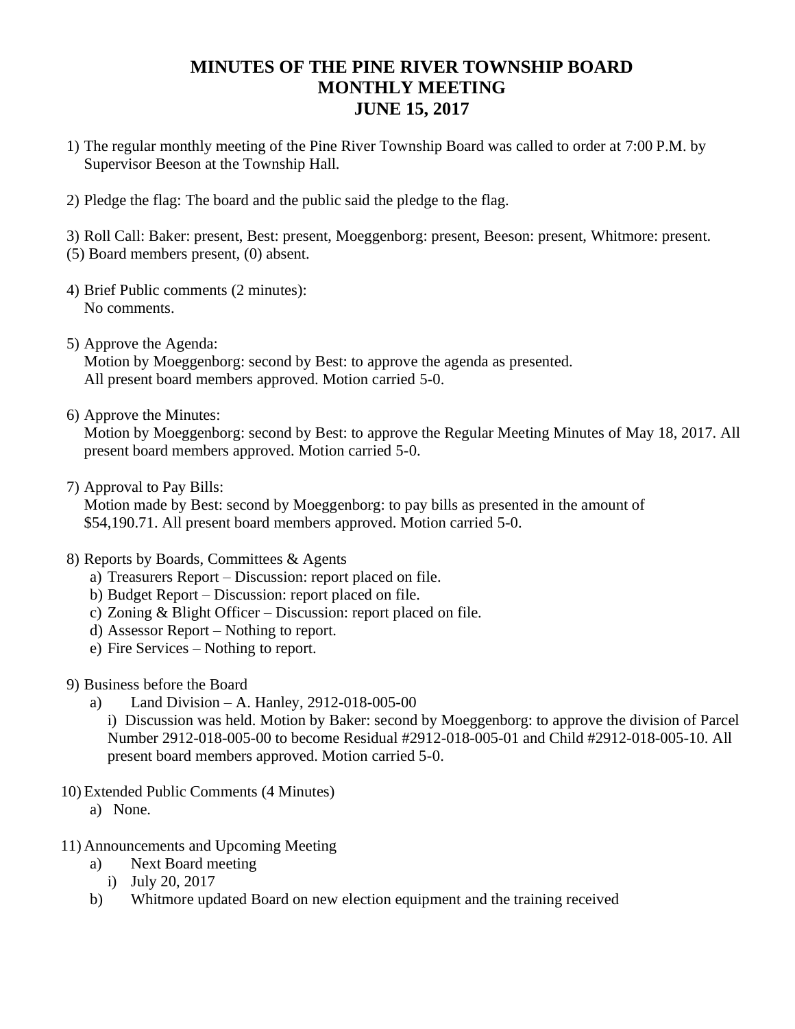# MINUTES OF THE PINE RIVER TOWNSHIP BOARD
# MONTHLY MEETING
# JUNE 15, 2017

1) The regular monthly meeting of the Pine River Township Board was called to order at 7:00 P.M. by Supervisor Beeson at the Township Hall.

2) Pledge the flag: The board and the public said the pledge to the flag.

3) Roll Call: Baker: present, Best: present, Moeggenborg: present, Beeson: present, Whitmore: present. (5) Board members present, (0) absent.

4) Brief Public comments (2 minutes):
   No comments.

5) Approve the Agenda:
   Motion by Moeggenborg: second by Best: to approve the agenda as presented. All present board members approved. Motion carried 5-0.

6) Approve the Minutes:
   Motion by Moeggenborg: second by Best: to approve the Regular Meeting Minutes of May 18, 2017. All present board members approved. Motion carried 5-0.

7) Approval to Pay Bills:
   Motion made by Best: second by Moeggenborg: to pay bills as presented in the amount of $54,190.71. All present board members approved. Motion carried 5-0.

8) Reports by Boards, Committees & Agents
   a) Treasurers Report – Discussion: report placed on file.
   b) Budget Report – Discussion: report placed on file.
   c) Zoning & Blight Officer – Discussion: report placed on file.
   d) Assessor Report – Nothing to report.
   e) Fire Services – Nothing to report.

9) Business before the Board
   a) Land Division – A. Hanley, 2912-018-005-00
      i) Discussion was held. Motion by Baker: second by Moeggenborg: to approve the division of Parcel Number 2912-018-005-00 to become Residual #2912-018-005-01 and Child #2912-018-005-10. All present board members approved. Motion carried 5-0.

10) Extended Public Comments (4 Minutes)
    a) None.

11) Announcements and Upcoming Meeting
    a) Next Board meeting
       i) July 20, 2017
    b) Whitmore updated Board on new election equipment and the training received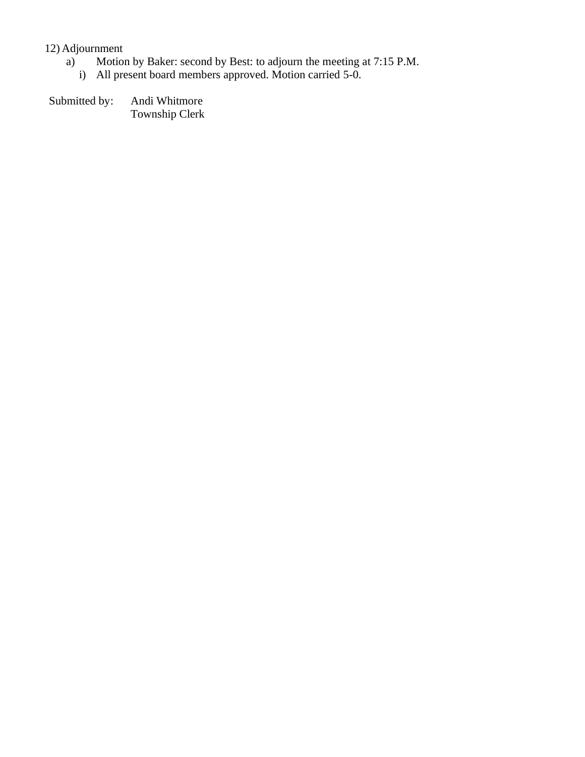12) Adjournment

   a) Motion by Baker: second by Best: to adjourn the meeting at 7:15 P.M.

      i) All present board members approved. Motion carried 5-0.

Submitted by: Andi Whitmore
Township Clerk